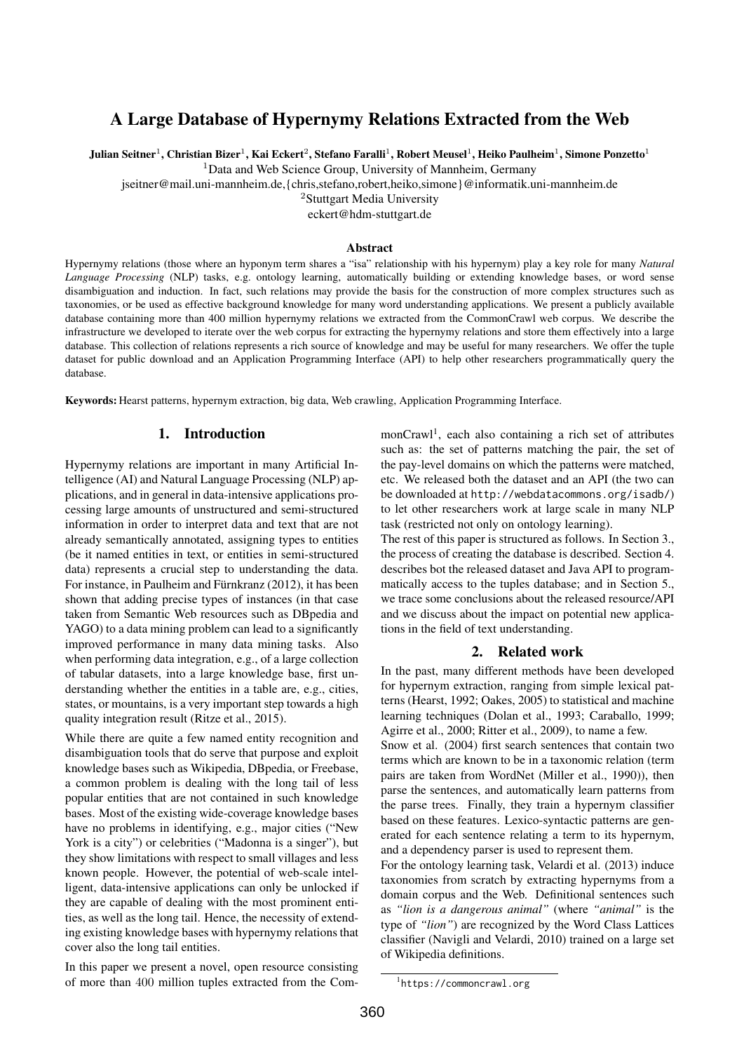# A Large Database of Hypernymy Relations Extracted from the Web

**Julian Seitner[1], Christian Bizer[1], Kai Eckert[2], Stefano Faralli[1], Robert Meusel[1], Heiko Paulheim[1], Simone Ponzetto[1]**

[1]Data and Web Science Group, University of Mannheim, Germany

jseitner@mail.uni-mannheim.de,{chris,stefano,robert,heiko,simone}@informatik.uni-mannheim.de

[2]Stuttgart Media University

eckert@hdm-stuttgart.de

### Abstract

Hypernymy relations (those where an hyponym term shares a "isa" relationship with his hypernym) play a key role for many *Natural Language Processing* (NLP) tasks, e.g. ontology learning, automatically building or extending knowledge bases, or word sense disambiguation and induction. In fact, such relations may provide the basis for the construction of more complex structures such as taxonomies, or be used as effective background knowledge for many word understanding applications. We present a publicly available database containing more than 400 million hypernymy relations we extracted from the CommonCrawl web corpus. We describe the infrastructure we developed to iterate over the web corpus for extracting the hypernymy relations and store them effectively into a large database. This collection of relations represents a rich source of knowledge and may be useful for many researchers. We offer the tuple dataset for public download and an Application Programming Interface (API) to help other researchers programmatically query the database.

**Keywords:** Hearst patterns, hypernym extraction, big data, Web crawling, Application Programming Interface.

## 1. Introduction

Hypernymy relations are important in many Artificial Intelligence (AI) and Natural Language Processing (NLP) applications, and in general in data-intensive applications processing large amounts of unstructured and semi-structured information in order to interpret data and text that are not already semantically annotated, assigning types to entities (be it named entities in text, or entities in semi-structured data) represents a crucial step to understanding the data. For instance, in Paulheim and Fürnkranz (2012), it has been shown that adding precise types of instances (in that case taken from Semantic Web resources such as DBpedia and YAGO) to a data mining problem can lead to a significantly improved performance in many data mining tasks. Also when performing data integration, e.g., of a large collection of tabular datasets, into a large knowledge base, first understanding whether the entities in a table are, e.g., cities, states, or mountains, is a very important step towards a high quality integration result (Ritze et al., 2015).

While there are quite a few named entity recognition and disambiguation tools that do serve that purpose and exploit knowledge bases such as Wikipedia, DBpedia, or Freebase, a common problem is dealing with the long tail of less popular entities that are not contained in such knowledge bases. Most of the existing wide-coverage knowledge bases have no problems in identifying, e.g., major cities ("New York is a city") or celebrities ("Madonna is a singer"), but they show limitations with respect to small villages and less known people. However, the potential of web-scale intelligent, data-intensive applications can only be unlocked if they are capable of dealing with the most prominent entities, as well as the long tail. Hence, the necessity of extending existing knowledge bases with hypernymy relations that cover also the long tail entities.

In this paper we present a novel, open resource consisting of more than 400 million tuples extracted from the CommonCrawl[1], each also containing a rich set of attributes such as: the set of patterns matching the pair, the set of the pay-level domains on which the patterns were matched, etc. We released both the dataset and an API (the two can be downloaded at `http://webdatacommons.org/isadb/`) to let other researchers work at large scale in many NLP task (restricted not only on ontology learning).

The rest of this paper is structured as follows. In Section 3., the process of creating the database is described. Section 4. describes bot the released dataset and Java API to programmatically access to the tuples database; and in Section 5., we trace some conclusions about the released resource/API and we discuss about the impact on potential new applications in the field of text understanding.

## 2. Related work

In the past, many different methods have been developed for hypernym extraction, ranging from simple lexical patterns (Hearst, 1992; Oakes, 2005) to statistical and machine learning techniques (Dolan et al., 1993; Caraballo, 1999; Agirre et al., 2000; Ritter et al., 2009), to name a few.

Snow et al. (2004) first search sentences that contain two terms which are known to be in a taxonomic relation (term pairs are taken from WordNet (Miller et al., 1990)), then parse the sentences, and automatically learn patterns from the parse trees. Finally, they train a hypernym classifier based on these features. Lexico-syntactic patterns are generated for each sentence relating a term to its hypernym, and a dependency parser is used to represent them.

For the ontology learning task, Velardi et al. (2013) induce taxonomies from scratch by extracting hypernyms from a domain corpus and the Web. Definitional sentences such as *"lion is a dangerous animal"* (where *"animal"* is the type of *"lion"*) are recognized by the Word Class Lattices classifier (Navigli and Velardi, 2010) trained on a large set of Wikipedia definitions.

[1]https://commoncrawl.org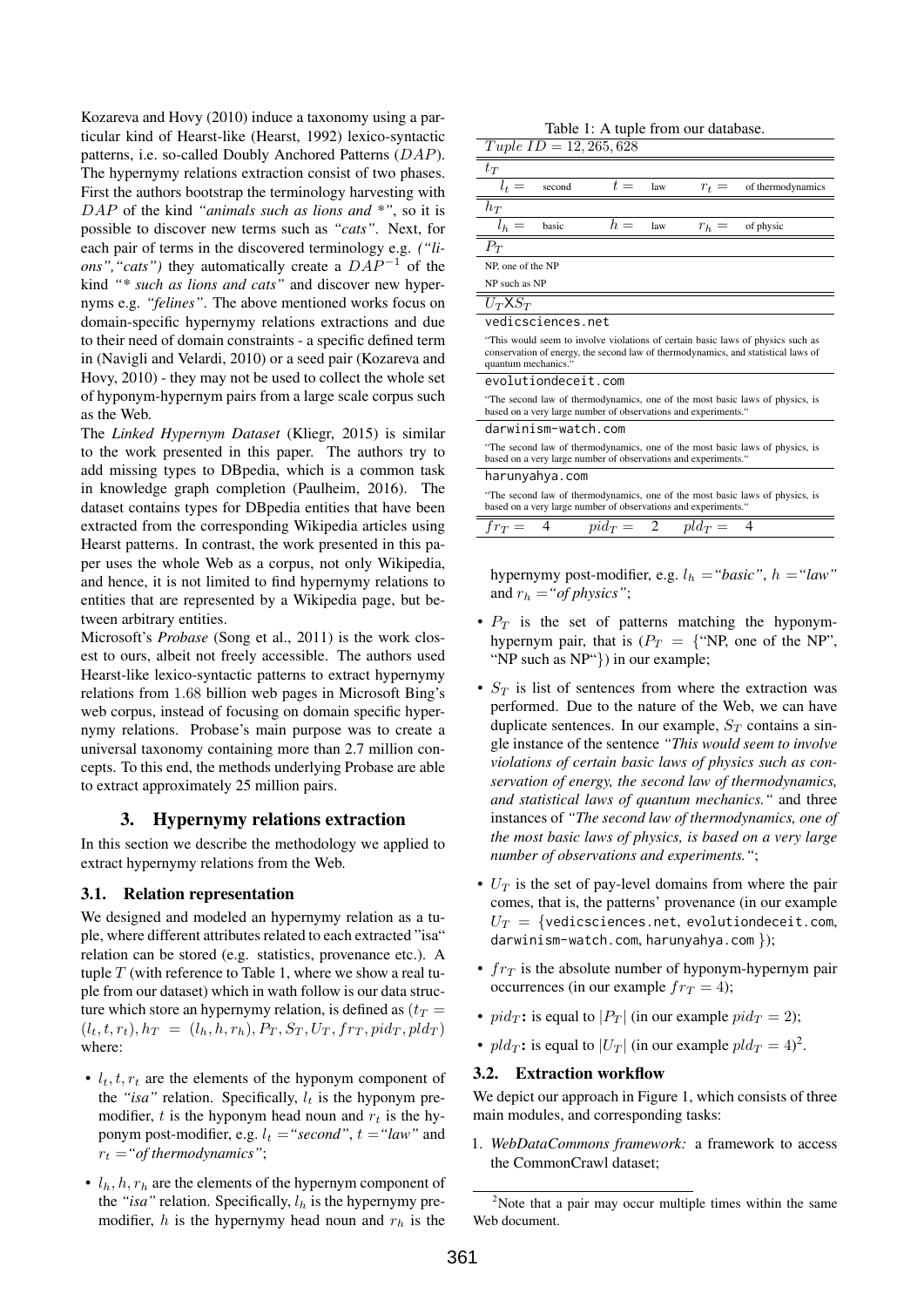Kozareva and Hovy (2010) induce a taxonomy using a particular kind of Hearst-like (Hearst, 1992) lexico-syntactic patterns, i.e. so-called Doubly Anchored Patterns ($DAP$). The hypernymy relations extraction consist of two phases. First the authors bootstrap the terminology harvesting with $DAP$ of the kind *"animals such as lions and \*"*, so it is possible to discover new terms such as *"cats"*. Next, for each pair of terms in the discovered terminology e.g. *("lions","cats")* they automatically create a $DAP^{-1}$ of the kind *"\* such as lions and cats"* and discover new hypernyms e.g. *"felines"*. The above mentioned works focus on domain-specific hypernymy relations extractions and due to their need of domain constraints - a specific defined term in (Navigli and Velardi, 2010) or a seed pair (Kozareva and Hovy, 2010) - they may not be used to collect the whole set of hyponym-hypernym pairs from a large scale corpus such as the Web.

The *Linked Hypernym Dataset* (Kliegr, 2015) is similar to the work presented in this paper. The authors try to add missing types to DBpedia, which is a common task in knowledge graph completion (Paulheim, 2016). The dataset contains types for DBpedia entities that have been extracted from the corresponding Wikipedia articles using Hearst patterns. In contrast, the work presented in this paper uses the whole Web as a corpus, not only Wikipedia, and hence, it is not limited to find hypernymy relations to entities that are represented by a Wikipedia page, but between arbitrary entities.

Microsoft's *Probase* (Song et al., 2011) is the work closest to ours, albeit not freely accessible. The authors used Hearst-like lexico-syntactic patterns to extract hypernymy relations from 1.68 billion web pages in Microsoft Bing's web corpus, instead of focusing on domain specific hypernymy relations. Probase's main purpose was to create a universal taxonomy containing more than 2.7 million concepts. To this end, the methods underlying Probase are able to extract approximately 25 million pairs.

## 3. Hypernymy relations extraction

In this section we describe the methodology we applied to extract hypernymy relations from the Web.

### 3.1. Relation representation

We designed and modeled an hypernymy relation as a tuple, where different attributes related to each extracted "isa" relation can be stored (e.g. statistics, provenance etc.). A tuple $T$ (with reference to Table 1, where we show a real tuple from our dataset) which in wath follow is our data structure which store an hypernymy relation, is defined as $(t_T = (l_t, t, r_t), h_T = (l_h, h, r_h), P_T, S_T, U_T, fr_T, pid_T, pld_T)$ where:

- $l_t, t, r_t$ are the elements of the hyponym component of the *"isa"* relation. Specifically, $l_t$ is the hyponym premodifier, $t$ is the hyponym head noun and $r_t$ is the hyponym post-modifier, e.g. $l_t$ =*"second"*, $t$ =*"law"* and $r_t$ =*"of thermodynamics"*;
- $l_h, h, r_h$ are the elements of the hypernym component of the *"isa"* relation. Specifically, $l_h$ is the hypernymy premodifier, $h$ is the hypernymy head noun and $r_h$ is the hypernymy post-modifier, e.g. $l_h$ =*"basic"*, $h$ =*"law"* and $r_h$ =*"of physics"*;
- $P_T$ is the set of patterns matching the hyponym-hypernym pair, that is ($P_T$ = {"NP, one of the NP", "NP such as NP"}) in our example;
- $S_T$ is list of sentences from where the extraction was performed. Due to the nature of the Web, we can have duplicate sentences. In our example, $S_T$ contains a single instance of the sentence *"This would seem to involve violations of certain basic laws of physics such as conservation of energy, the second law of thermodynamics, and statistical laws of quantum mechanics."* and three instances of *"The second law of thermodynamics, one of the most basic laws of physics, is based on a very large number of observations and experiments."*;
- $U_T$ is the set of pay-level domains from where the pair comes, that is, the patterns' provenance (in our example $U_T$ = {vedicsciences.net, evolutiondeceit.com, darwinism-watch.com, harunyahya.com });
- $fr_T$ is the absolute number of hyponym-hypernym pair occurrences (in our example $fr_T = 4$);
- $pid_T$: is equal to $|P_T|$ (in our example $pid_T = 2$);
- $pld_T$: is equal to $|U_T|$ (in our example $pld_T = 4$)[2].

Table 1: A tuple from our database.

| $Tuple\ ID = 12,265,628$ | | | | | |
|---|---|---|---|---|---|
| $t_T$ | | | | | |
| $l_t =$ | second | $t =$ | law | $r_t =$ | of thermodynamics |
| $h_T$ | | | | | |
| $l_h =$ | basic | $h =$ | law | $r_h =$ | of physic |
| $P_T$ | | | | | |
| NP, one of the NP | | | | | |
| NP such as NP | | | | | |
| $U_T$X$S_T$ | | | | | |
| vedicsciences.net | | | | | |
| "This would seem to involve violations of certain basic laws of physics such as conservation of energy, the second law of thermodynamics, and statistical laws of quantum mechanics." | | | | | |
| evolutiondeceit.com | | | | | |
| "The second law of thermodynamics, one of the most basic laws of physics, is based on a very large number of observations and experiments." | | | | | |
| darwinism-watch.com | | | | | |
| "The second law of thermodynamics, one of the most basic laws of physics, is based on a very large number of observations and experiments." | | | | | |
| harunyahya.com | | | | | |
| "The second law of thermodynamics, one of the most basic laws of physics, is based on a very large number of observations and experiments." | | | | | |
| $fr_T =$ | 4 | $pid_T =$ | 2 | $pld_T =$ | 4 |

### 3.2. Extraction workflow

We depict our approach in Figure 1, which consists of three main modules, and corresponding tasks:

1. *WebDataCommons framework:* a framework to access the CommonCrawl dataset;

[2] Note that a pair may occur multiple times within the same Web document.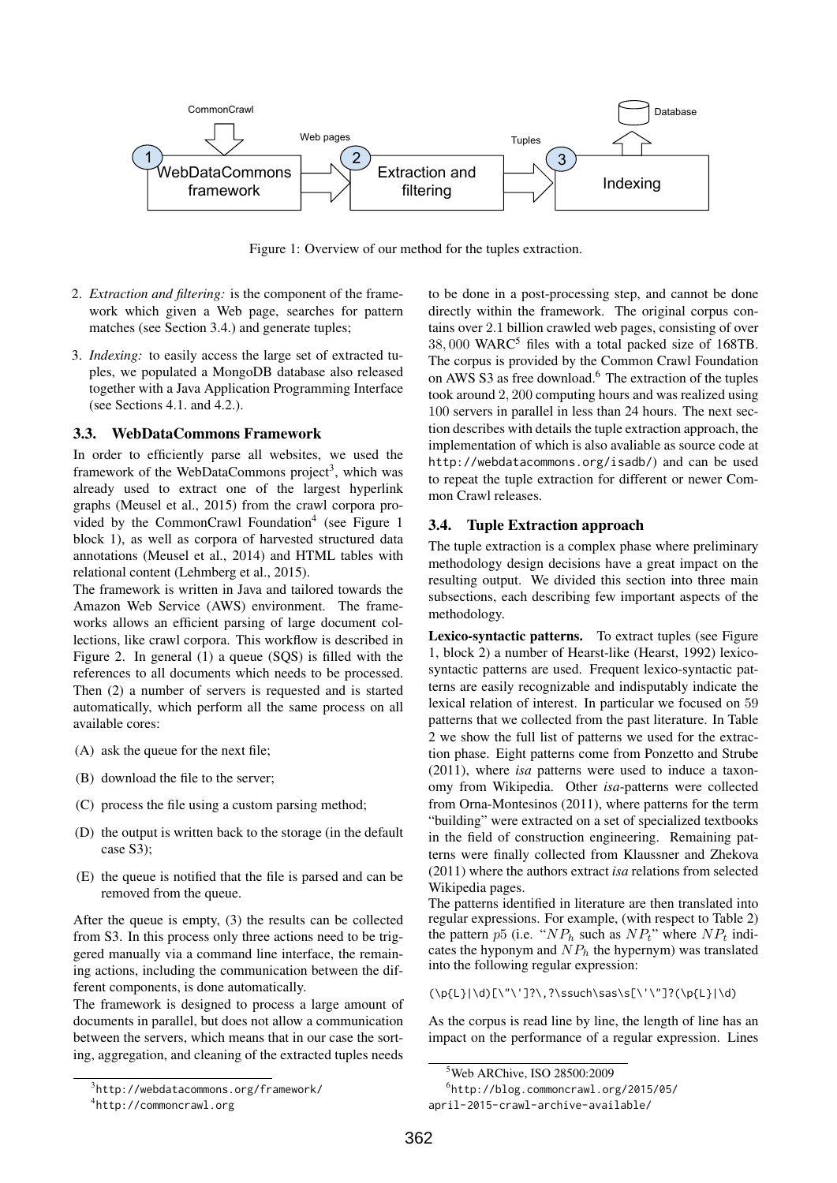Figure 1: Overview of our method for the tuples extraction.

2. *Extraction and filtering:* is the component of the framework which given a Web page, searches for pattern matches (see Section 3.4.) and generate tuples;
3. *Indexing:* to easily access the large set of extracted tuples, we populated a MongoDB database also released together with a Java Application Programming Interface (see Sections 4.1. and 4.2.).

### 3.3. WebDataCommons Framework

In order to efficiently parse all websites, we used the framework of the WebDataCommons project[3], which was already used to extract one of the largest hyperlink graphs (Meusel et al., 2015) from the crawl corpora provided by the CommonCrawl Foundation[4] (see Figure 1 block 1), as well as corpora of harvested structured data annotations (Meusel et al., 2014) and HTML tables with relational content (Lehmberg et al., 2015).

The framework is written in Java and tailored towards the Amazon Web Service (AWS) environment. The frameworks allows an efficient parsing of large document collections, like crawl corpora. This workflow is described in Figure 2. In general (1) a queue (SQS) is filled with the references to all documents which needs to be processed. Then (2) a number of servers is requested and is started automatically, which perform all the same process on all available cores:

(A) ask the queue for the next file;

(B) download the file to the server;

(C) process the file using a custom parsing method;

(D) the output is written back to the storage (in the default case S3);

(E) the queue is notified that the file is parsed and can be removed from the queue.

After the queue is empty, (3) the results can be collected from S3. In this process only three actions need to be triggered manually via a command line interface, the remaining actions, including the communication between the different components, is done automatically.

The framework is designed to process a large amount of documents in parallel, but does not allow a communication between the servers, which means that in our case the sorting, aggregation, and cleaning of the extracted tuples needs to be done in a post-processing step, and cannot be done directly within the framework. The original corpus contains over 2.1 billion crawled web pages, consisting of over 38,000 WARC[5] files with a total packed size of 168TB. The corpus is provided by the Common Crawl Foundation on AWS S3 as free download.[6] The extraction of the tuples took around 2,200 computing hours and was realized using 100 servers in parallel in less than 24 hours. The next section describes with details the tuple extraction approach, the implementation of which is also avaliable as source code at http://webdatacommons.org/isadb/) and can be used to repeat the tuple extraction for different or newer Common Crawl releases.

### 3.4. Tuple Extraction approach

The tuple extraction is a complex phase where preliminary methodology design decisions have a great impact on the resulting output. We divided this section into three main subsections, each describing few important aspects of the methodology.

**Lexico-syntactic patterns.** To extract tuples (see Figure 1, block 2) a number of Hearst-like (Hearst, 1992) lexico-syntactic patterns are used. Frequent lexico-syntactic patterns are easily recognizable and indisputably indicate the lexical relation of interest. In particular we focused on 59 patterns that we collected from the past literature. In Table 2 we show the full list of patterns we used for the extraction phase. Eight patterns come from Ponzetto and Strube (2011), where *isa* patterns were used to induce a taxonomy from Wikipedia. Other *isa*-patterns were collected from Orna-Montesinos (2011), where patterns for the term "building" were extracted on a set of specialized textbooks in the field of construction engineering. Remaining patterns were finally collected from Klaussner and Zhekova (2011) where the authors extract *isa* relations from selected Wikipedia pages.

The patterns identified in literature are then translated into regular expressions. For example, (with respect to Table 2) the pattern $p5$ (i.e. "$NP_h$ such as $NP_t$" where $NP_t$ indicates the hyponym and $NP_h$ the hypernym) was translated into the following regular expression:

```
(\p{L}|\d)[\"\']?\,?\ssuch\sas\s[\'\"]?(\p{L}|\d)
```

As the corpus is read line by line, the length of line has an impact on the performance of a regular expression. Lines

[3] http://webdatacommons.org/framework/

[4] http://commoncrawl.org

[5] Web ARChive, ISO 28500:2009

[6] http://blog.commoncrawl.org/2015/05/april-2015-crawl-archive-available/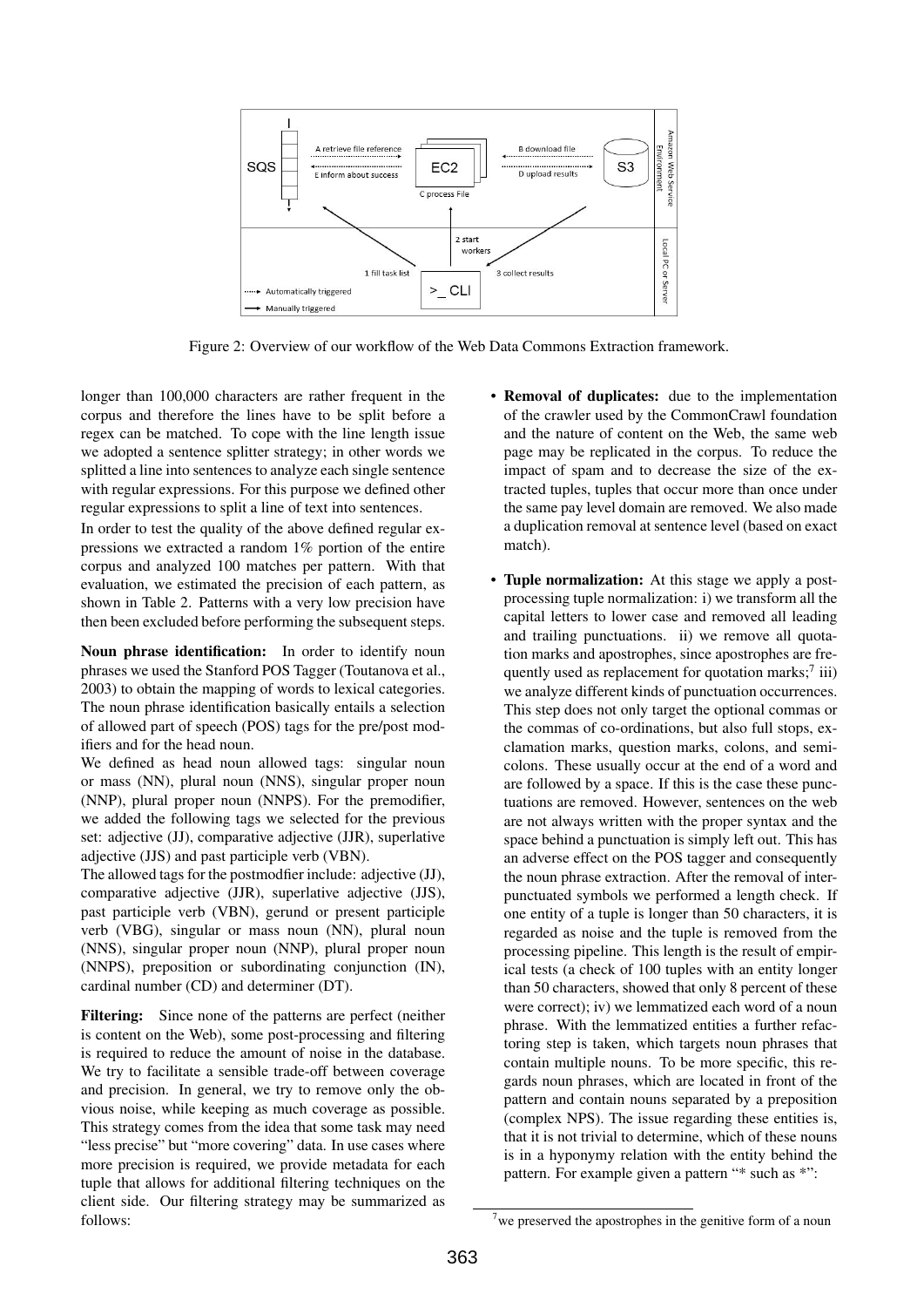Figure 2: Overview of our workflow of the Web Data Commons Extraction framework.

longer than 100,000 characters are rather frequent in the corpus and therefore the lines have to be split before a regex can be matched. To cope with the line length issue we adopted a sentence splitter strategy; in other words we splitted a line into sentences to analyze each single sentence with regular expressions. For this purpose we defined other regular expressions to split a line of text into sentences.

In order to test the quality of the above defined regular expressions we extracted a random 1% portion of the entire corpus and analyzed 100 matches per pattern. With that evaluation, we estimated the precision of each pattern, as shown in Table 2. Patterns with a very low precision have then been excluded before performing the subsequent steps.

**Noun phrase identification:** In order to identify noun phrases we used the Stanford POS Tagger (Toutanova et al., 2003) to obtain the mapping of words to lexical categories. The noun phrase identification basically entails a selection of allowed part of speech (POS) tags for the pre/post modifiers and for the head noun.

We defined as head noun allowed tags: singular noun or mass (NN), plural noun (NNS), singular proper noun (NNP), plural proper noun (NNPS). For the premodifier, we added the following tags we selected for the previous set: adjective (JJ), comparative adjective (JJR), superlative adjective (JJS) and past participle verb (VBN).

The allowed tags for the postmodfier include: adjective (JJ), comparative adjective (JJR), superlative adjective (JJS), past participle verb (VBN), gerund or present participle verb (VBG), singular or mass noun (NN), plural noun (NNS), singular proper noun (NNP), plural proper noun (NNPS), preposition or subordinating conjunction (IN), cardinal number (CD) and determiner (DT).

**Filtering:** Since none of the patterns are perfect (neither is content on the Web), some post-processing and filtering is required to reduce the amount of noise in the database. We try to facilitate a sensible trade-off between coverage and precision. In general, we try to remove only the obvious noise, while keeping as much coverage as possible. This strategy comes from the idea that some task may need "less precise" but "more covering" data. In use cases where more precision is required, we provide metadata for each tuple that allows for additional filtering techniques on the client side. Our filtering strategy may be summarized as follows:

- **Removal of duplicates:** due to the implementation of the crawler used by the CommonCrawl foundation and the nature of content on the Web, the same web page may be replicated in the corpus. To reduce the impact of spam and to decrease the size of the extracted tuples, tuples that occur more than once under the same pay level domain are removed. We also made a duplication removal at sentence level (based on exact match).

- **Tuple normalization:** At this stage we apply a post-processing tuple normalization: i) we transform all the capital letters to lower case and removed all leading and trailing punctuations. ii) we remove all quotation marks and apostrophes, since apostrophes are frequently used as replacement for quotation marks;[7] iii) we analyze different kinds of punctuation occurrences. This step does not only target the optional commas or the commas of co-ordinations, but also full stops, exclamation marks, question marks, colons, and semicolons. These usually occur at the end of a word and are followed by a space. If this is the case these punctuations are removed. However, sentences on the web are not always written with the proper syntax and the space behind a punctuation is simply left out. This has an adverse effect on the POS tagger and consequently the noun phrase extraction. After the removal of interpunctuated symbols we performed a length check. If one entity of a tuple is longer than 50 characters, it is regarded as noise and the tuple is removed from the processing pipeline. This length is the result of empirical tests (a check of 100 tuples with an entity longer than 50 characters, showed that only 8 percent of these were correct); iv) we lemmatized each word of a noun phrase. With the lemmatized entities a further refactoring step is taken, which targets noun phrases that contain multiple nouns. To be more specific, this regards noun phrases, which are located in front of the pattern and contain nouns separated by a preposition (complex NPS). The issue regarding these entities is, that it is not trivial to determine, which of these nouns is in a hyponymy relation with the entity behind the pattern. For example given a pattern "* such as *":

[7] we preserved the apostrophes in the genitive form of a noun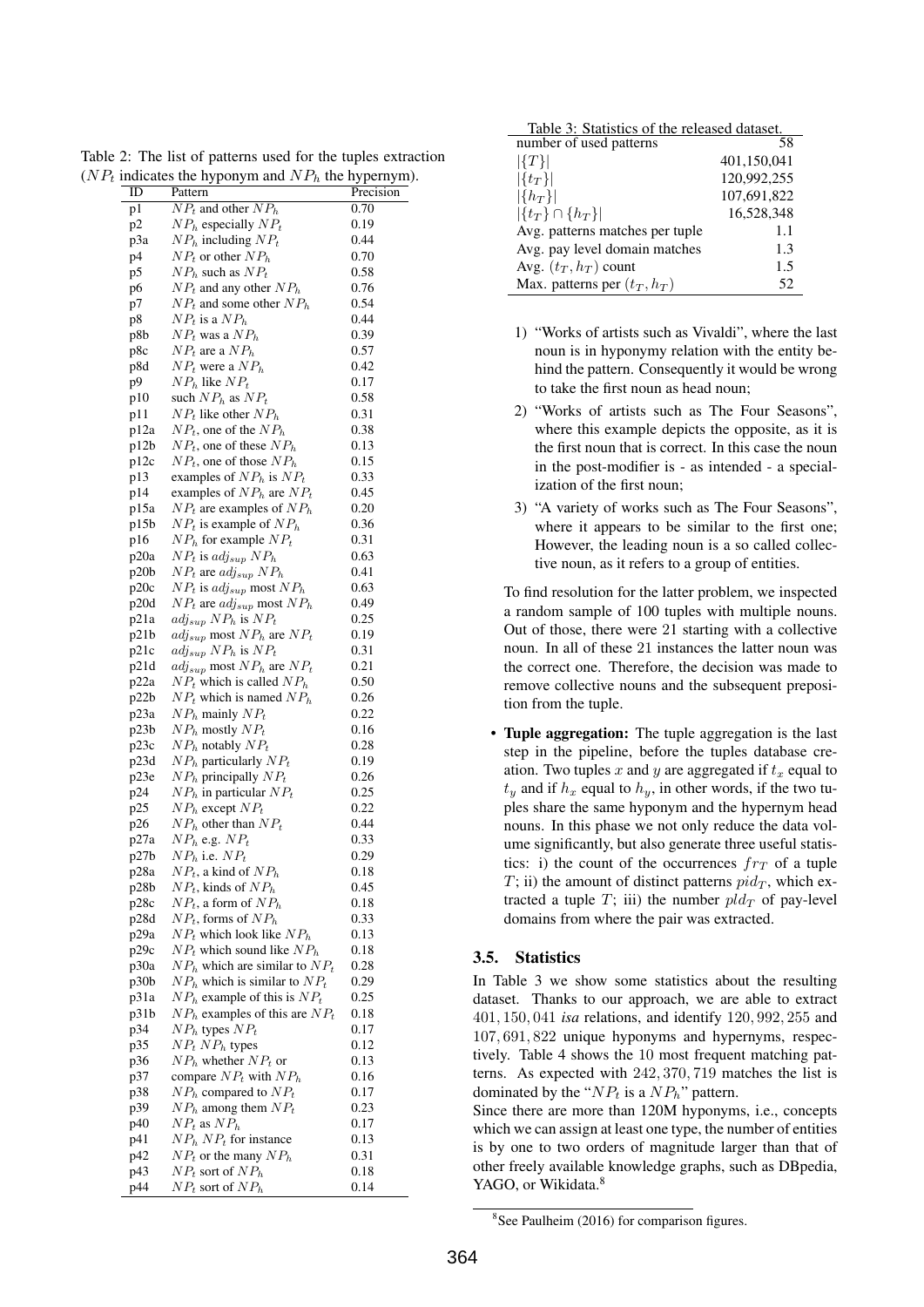Table 2: The list of patterns used for the tuples extraction ($NP_t$ indicates the hyponym and $NP_h$ the hypernym).

| ID | Pattern | Precision |
|---|---|---|
| p1 | $NP_t$ and other $NP_h$ | 0.70 |
| p2 | $NP_h$ especially $NP_t$ | 0.19 |
| p3a | $NP_h$ including $NP_t$ | 0.44 |
| p4 | $NP_t$ or other $NP_h$ | 0.70 |
| p5 | $NP_h$ such as $NP_t$ | 0.58 |
| p6 | $NP_t$ and any other $NP_h$ | 0.76 |
| p7 | $NP_t$ and some other $NP_h$ | 0.54 |
| p8 | $NP_t$ is a $NP_h$ | 0.44 |
| p8b | $NP_t$ was a $NP_h$ | 0.39 |
| p8c | $NP_t$ are a $NP_h$ | 0.57 |
| p8d | $NP_t$ were a $NP_h$ | 0.42 |
| p9 | $NP_h$ like $NP_t$ | 0.17 |
| p10 | such $NP_h$ as $NP_t$ | 0.58 |
| p11 | $NP_t$ like other $NP_h$ | 0.31 |
| p12a | $NP_t$, one of the $NP_h$ | 0.38 |
| p12b | $NP_t$, one of these $NP_h$ | 0.13 |
| p12c | $NP_t$, one of those $NP_h$ | 0.15 |
| p13 | examples of $NP_h$ is $NP_t$ | 0.33 |
| p14 | examples of $NP_h$ are $NP_t$ | 0.45 |
| p15a | $NP_t$ are examples of $NP_h$ | 0.20 |
| p15b | $NP_t$ is example of $NP_h$ | 0.36 |
| p16 | $NP_h$ for example $NP_t$ | 0.31 |
| p20a | $NP_t$ is $adj_{sup}$ $NP_h$ | 0.63 |
| p20b | $NP_t$ are $adj_{sup}$ $NP_h$ | 0.41 |
| p20c | $NP_t$ is $adj_{sup}$ most $NP_h$ | 0.63 |
| p20d | $NP_t$ are $adj_{sup}$ most $NP_h$ | 0.49 |
| p21a | $adj_{sup}$ $NP_h$ is $NP_t$ | 0.25 |
| p21b | $adj_{sup}$ most $NP_h$ are $NP_t$ | 0.19 |
| p21c | $adj_{sup}$ $NP_h$ is $NP_t$ | 0.31 |
| p21d | $adj_{sup}$ most $NP_h$ are $NP_t$ | 0.21 |
| p22a | $NP_t$ which is called $NP_h$ | 0.50 |
| p22b | $NP_t$ which is named $NP_h$ | 0.26 |
| p23a | $NP_h$ mainly $NP_t$ | 0.22 |
| p23b | $NP_h$ mostly $NP_t$ | 0.16 |
| p23c | $NP_h$ notably $NP_t$ | 0.28 |
| p23d | $NP_h$ particularly $NP_t$ | 0.19 |
| p23e | $NP_h$ principally $NP_t$ | 0.26 |
| p24 | $NP_h$ in particular $NP_t$ | 0.25 |
| p25 | $NP_h$ except $NP_t$ | 0.22 |
| p26 | $NP_h$ other than $NP_t$ | 0.44 |
| p27a | $NP_h$ e.g. $NP_t$ | 0.33 |
| p27b | $NP_h$ i.e. $NP_t$ | 0.29 |
| p28a | $NP_t$, a kind of $NP_h$ | 0.18 |
| p28b | $NP_t$, kinds of $NP_h$ | 0.45 |
| p28c | $NP_t$, a form of $NP_h$ | 0.18 |
| p28d | $NP_t$, forms of $NP_h$ | 0.33 |
| p29a | $NP_t$ which look like $NP_h$ | 0.13 |
| p29c | $NP_t$ which sound like $NP_h$ | 0.18 |
| p30a | $NP_h$ which are similar to $NP_t$ | 0.28 |
| p30b | $NP_h$ which is similar to $NP_t$ | 0.29 |
| p31a | $NP_h$ example of this is $NP_t$ | 0.25 |
| p31b | $NP_h$ examples of this are $NP_t$ | 0.18 |
| p34 | $NP_h$ types $NP_t$ | 0.17 |
| p35 | $NP_t$ $NP_h$ types | 0.12 |
| p36 | $NP_h$ whether $NP_t$ or | 0.13 |
| p37 | compare $NP_t$ with $NP_h$ | 0.16 |
| p38 | $NP_h$ compared to $NP_t$ | 0.17 |
| p39 | $NP_h$ among them $NP_t$ | 0.23 |
| p40 | $NP_t$ as $NP_h$ | 0.17 |
| p41 | $NP_h$ $NP_t$ for instance | 0.13 |
| p42 | $NP_t$ or the many $NP_h$ | 0.31 |
| p43 | $NP_t$ sort of $NP_h$ | 0.18 |
| p44 | $NP_t$ sort of $NP_h$ | 0.14 |

Table 3: Statistics of the released dataset.

| | |
|---|---|
| number of used patterns | 58 |
| $\vert\{T\}\vert$ | 401,150,041 |
| $\vert\{t_T\}\vert$ | 120,992,255 |
| $\vert\{h_T\}\vert$ | 107,691,822 |
| $\vert\{t_T\} \cap \{h_T\}\vert$ | 16,528,348 |
| Avg. patterns matches per tuple | 1.1 |
| Avg. pay level domain matches | 1.3 |
| Avg. $(t_T, h_T)$ count | 1.5 |
| Max. patterns per $(t_T, h_T)$ | 52 |

1) "Works of artists such as Vivaldi", where the last noun is in hyponymy relation with the entity behind the pattern. Consequently it would be wrong to take the first noun as head noun;
2) "Works of artists such as The Four Seasons", where this example depicts the opposite, as it is the first noun that is correct. In this case the noun in the post-modifier is - as intended - a specialization of the first noun;
3) "A variety of works such as The Four Seasons", where it appears to be similar to the first one; However, the leading noun is a so called collective noun, as it refers to a group of entities.

To find resolution for the latter problem, we inspected a random sample of 100 tuples with multiple nouns. Out of those, there were 21 starting with a collective noun. In all of these 21 instances the latter noun was the correct one. Therefore, the decision was made to remove collective nouns and the subsequent preposition from the tuple.

- **Tuple aggregation:** The tuple aggregation is the last step in the pipeline, before the tuples database creation. Two tuples $x$ and $y$ are aggregated if $t_x$ equal to $t_y$ and if $h_x$ equal to $h_y$, in other words, if the two tuples share the same hyponym and the hypernym head nouns. In this phase we not only reduce the data volume significantly, but also generate three useful statistics: i) the count of the occurrences $fr_T$ of a tuple $T$; ii) the amount of distinct patterns $pid_T$, which extracted a tuple $T$; iii) the number $pld_T$ of pay-level domains from where the pair was extracted.

### 3.5. Statistics

In Table 3 we show some statistics about the resulting dataset. Thanks to our approach, we are able to extract $401,150,041$ *isa* relations, and identify $120,992,255$ and $107,691,822$ unique hyponyms and hypernyms, respectively. Table 4 shows the 10 most frequent matching patterns. As expected with $242,370,719$ matches the list is dominated by the "$NP_t$ is a $NP_h$" pattern.

Since there are more than 120M hyponyms, i.e., concepts which we can assign at least one type, the number of entities is by one to two orders of magnitude larger than that of other freely available knowledge graphs, such as DBpedia, YAGO, or Wikidata.[8]

[8] See Paulheim (2016) for comparison figures.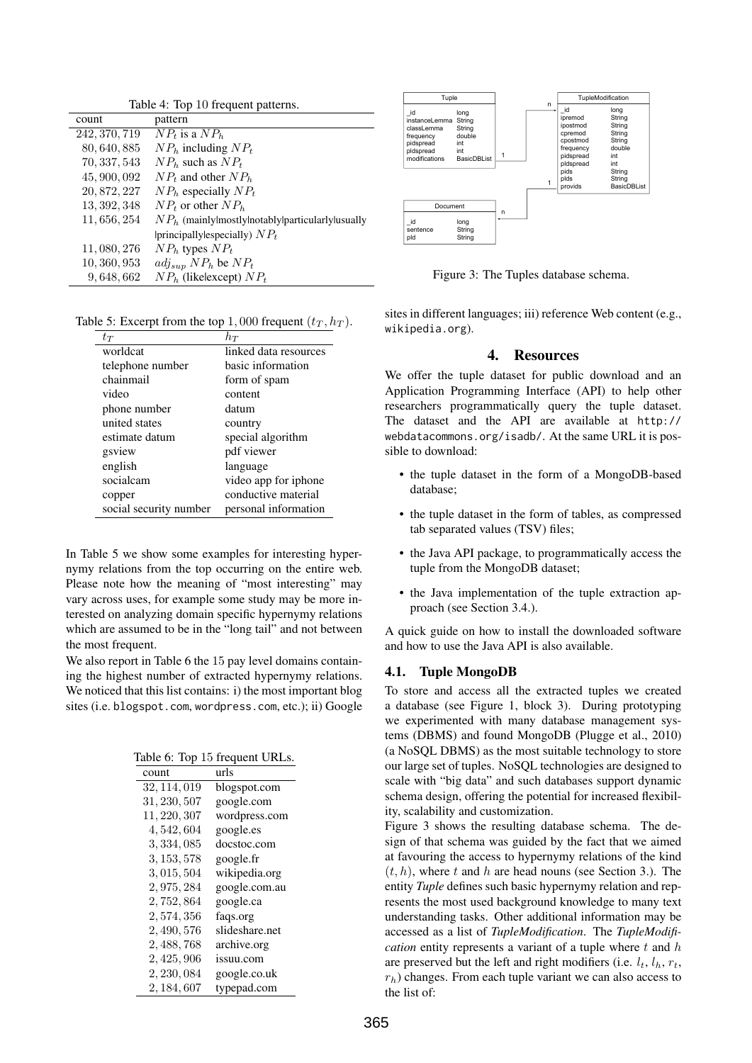Table 4: Top 10 frequent patterns.

| count | pattern |
|---|---|
| 242, 370, 719 | $NP_t$ is a $NP_h$ |
| 80, 640, 885 | $NP_h$ including $NP_t$ |
| 70, 337, 543 | $NP_h$ such as $NP_t$ |
| 45, 900, 092 | $NP_t$ and other $NP_h$ |
| 20, 872, 227 | $NP_h$ especially $NP_t$ |
| 13, 392, 348 | $NP_t$ or other $NP_h$ |
| 11, 656, 254 | $NP_h$ (mainly\|mostly\|notably\|particularly\|usually \|principally\|especially) $NP_t$ |
| 11, 080, 276 | $NP_h$ types $NP_t$ |
| 10, 360, 953 | $adj_{sup}$ $NP_h$ be $NP_t$ |
| 9, 648, 662 | $NP_h$ (like\|except) $NP_t$ |

Table 5: Excerpt from the top 1,000 frequent $(t_T, h_T)$.

| $t_T$ | $h_T$ |
|---|---|
| worldcat | linked data resources |
| telephone number | basic information |
| chainmail | form of spam |
| video | content |
| phone number | datum |
| united states | country |
| estimate datum | special algorithm |
| gsview | pdf viewer |
| english | language |
| socialcam | video app for iphone |
| copper | conductive material |
| social security number | personal information |

In Table 5 we show some examples for interesting hypernymy relations from the top occurring on the entire web. Please note how the meaning of "most interesting" may vary across uses, for example some study may be more interested on analyzing domain specific hypernymy relations which are assumed to be in the "long tail" and not between the most frequent.

We also report in Table 6 the 15 pay level domains containing the highest number of extracted hypernymy relations. We noticed that this list contains: i) the most important blog sites (i.e. blogspot.com, wordpress.com, etc.); ii) Google sites in different languages; iii) reference Web content (e.g., wikipedia.org).

Table 6: Top 15 frequent URLs.

| count | urls |
|---|---|
| 32, 114, 019 | blogspot.com |
| 31, 230, 507 | google.com |
| 11, 220, 307 | wordpress.com |
| 4, 542, 604 | google.es |
| 3, 334, 085 | docstoc.com |
| 3, 153, 578 | google.fr |
| 3, 015, 504 | wikipedia.org |
| 2, 975, 284 | google.com.au |
| 2, 752, 864 | google.ca |
| 2, 574, 356 | faqs.org |
| 2, 490, 576 | slideshare.net |
| 2, 488, 768 | archive.org |
| 2, 425, 906 | issuu.com |
| 2, 230, 084 | google.co.uk |
| 2, 184, 607 | typepad.com |

| Tuple | |
|---|---|
| _id | long |
| instanceLemma | String |
| classLemma | String |
| frequency | double |
| pidspread | int |
| pldspread | int |
| modifications | BasicDBList |

| TupleModification | |
|---|---|
| _id | long |
| ipremod | String |
| ipostmod | String |
| cpremod | String |
| cpostmod | String |
| frequency | double |
| pidspread | int |
| pldspread | int |
| pids | String |
| plds | String |
| provids | BasicDBList |

| Document | |
|---|---|
| _id | long |
| sentence | String |
| pld | String |

Figure 3: The Tuples database schema.

## 4. Resources

We offer the tuple dataset for public download and an Application Programming Interface (API) to help other researchers programmatically query the tuple dataset. The dataset and the API are available at http://webdatacommons.org/isadb/. At the same URL it is possible to download:

- the tuple dataset in the form of a MongoDB-based database;
- the tuple dataset in the form of tables, as compressed tab separated values (TSV) files;
- the Java API package, to programmatically access the tuple from the MongoDB dataset;
- the Java implementation of the tuple extraction approach (see Section 3.4.).

A quick guide on how to install the downloaded software and how to use the Java API is also available.

### 4.1. Tuple MongoDB

To store and access all the extracted tuples we created a database (see Figure 1, block 3). During prototyping we experimented with many database management systems (DBMS) and found MongoDB (Plugge et al., 2010) (a NoSQL DBMS) as the most suitable technology to store our large set of tuples. NoSQL technologies are designed to scale with "big data" and such databases support dynamic schema design, offering the potential for increased flexibility, scalability and customization.

Figure 3 shows the resulting database schema. The design of that schema was guided by the fact that we aimed at favouring the access to hypernymy relations of the kind $(t, h)$, where $t$ and $h$ are head nouns (see Section 3.). The entity *Tuple* defines such basic hypernymy relation and represents the most used background knowledge to many text understanding tasks. Other additional information may be accessed as a list of *TupleModification*. The *TupleModification* entity represents a variant of a tuple where $t$ and $h$ are preserved but the left and right modifiers (i.e. $l_t$, $l_h$, $r_t$, $r_h$) changes. From each tuple variant we can also access to the list of: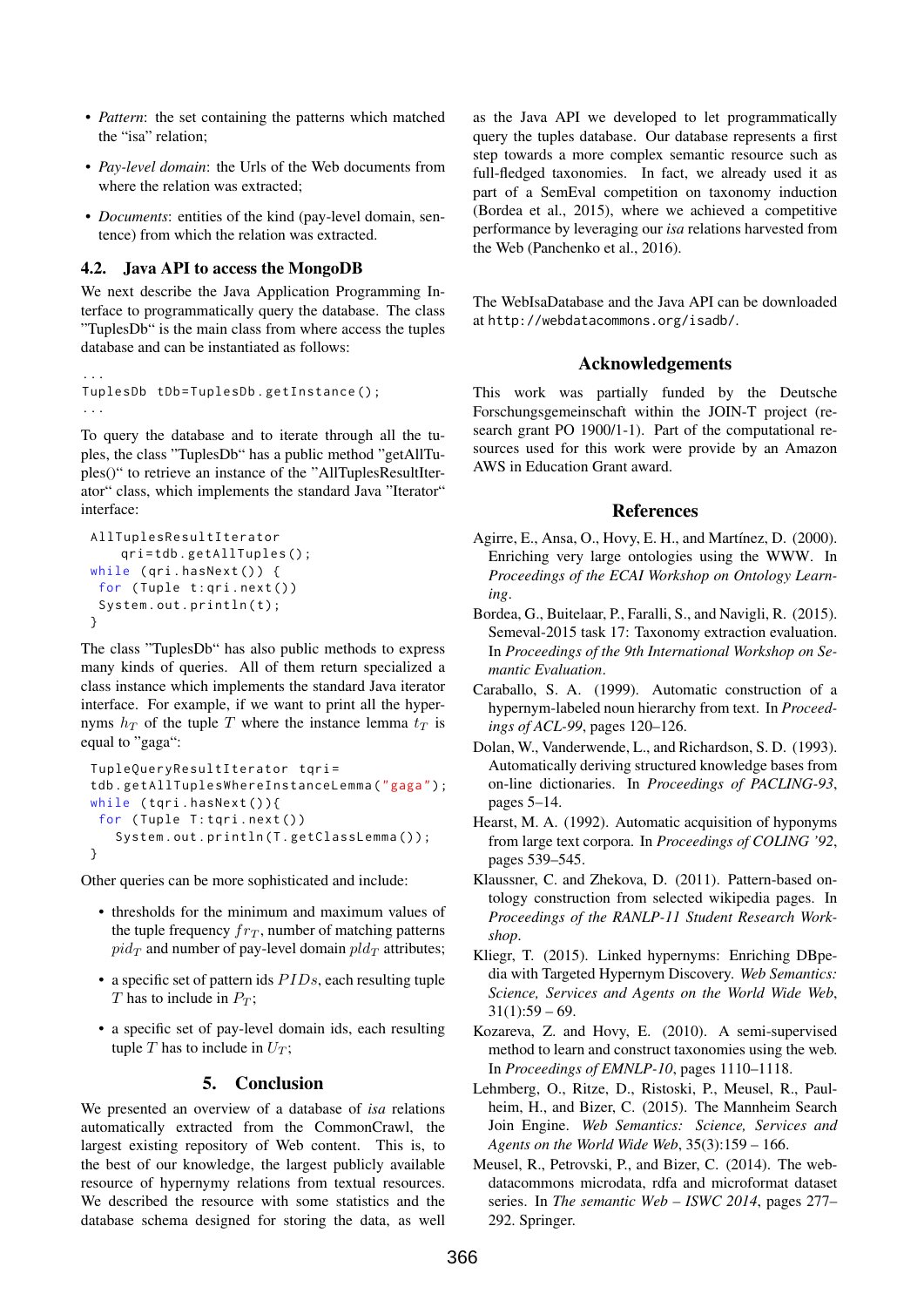- *Pattern*: the set containing the patterns which matched the "isa" relation;
- *Pay-level domain*: the Urls of the Web documents from where the relation was extracted;
- *Documents*: entities of the kind (pay-level domain, sentence) from which the relation was extracted.

### 4.2. Java API to access the MongoDB

We next describe the Java Application Programming Interface to programmatically query the database. The class "TuplesDb" is the main class from where access the tuples database and can be instantiated as follows:

```
...
TuplesDb tDb=TuplesDb.getInstance();
...
```

To query the database and to iterate through all the tuples, the class "TuplesDb" has a public method "getAllTuples()" to retrieve an instance of the "AllTuplesResultIterator" class, which implements the standard Java "Iterator" interface:

```
AllTuplesResultIterator
    qri=tdb.getAllTuples();
while (qri.hasNext()) {
 for (Tuple t:qri.next())
 System.out.println(t);
}
```

The class "TuplesDb" has also public methods to express many kinds of queries. All of them return specialized a class instance which implements the standard Java iterator interface. For example, if we want to print all the hypernyms $h_T$ of the tuple $T$ where the instance lemma $t_T$ is equal to "gaga":

```
TupleQueryResultIterator tqri=
tdb.getAllTuplesWhereInstanceLemma("gaga");
while (tqri.hasNext()){
 for (Tuple T:tqri.next())
   System.out.println(T.getClassLemma());
}
```

Other queries can be more sophisticated and include:

- thresholds for the minimum and maximum values of the tuple frequency $fr_T$, number of matching patterns $pid_T$ and number of pay-level domain $pld_T$ attributes;
- a specific set of pattern ids $PIDs$, each resulting tuple $T$ has to include in $P_T$;
- a specific set of pay-level domain ids, each resulting tuple $T$ has to include in $U_T$;

## 5. Conclusion

We presented an overview of a database of *isa* relations automatically extracted from the CommonCrawl, the largest existing repository of Web content. This is, to the best of our knowledge, the largest publicly available resource of hypernymy relations from textual resources. We described the resource with some statistics and the database schema designed for storing the data, as well as the Java API we developed to let programmatically query the tuples database. Our database represents a first step towards a more complex semantic resource such as full-fledged taxonomies. In fact, we already used it as part of a SemEval competition on taxonomy induction (Bordea et al., 2015), where we achieved a competitive performance by leveraging our *isa* relations harvested from the Web (Panchenko et al., 2016).

The WebIsaDatabase and the Java API can be downloaded at http://webdatacommons.org/isadb/.

## Acknowledgements

This work was partially funded by the Deutsche Forschungsgemeinschaft within the JOIN-T project (research grant PO 1900/1-1). Part of the computational resources used for this work were provide by an Amazon AWS in Education Grant award.

## References

Agirre, E., Ansa, O., Hovy, E. H., and Martínez, D. (2000). Enriching very large ontologies using the WWW. In *Proceedings of the ECAI Workshop on Ontology Learning*.

Bordea, G., Buitelaar, P., Faralli, S., and Navigli, R. (2015). Semeval-2015 task 17: Taxonomy extraction evaluation. In *Proceedings of the 9th International Workshop on Semantic Evaluation*.

Caraballo, S. A. (1999). Automatic construction of a hypernym-labeled noun hierarchy from text. In *Proceedings of ACL-99*, pages 120–126.

Dolan, W., Vanderwende, L., and Richardson, S. D. (1993). Automatically deriving structured knowledge bases from on-line dictionaries. In *Proceedings of PACLING-93*, pages 5–14.

Hearst, M. A. (1992). Automatic acquisition of hyponyms from large text corpora. In *Proceedings of COLING '92*, pages 539–545.

Klaussner, C. and Zhekova, D. (2011). Pattern-based ontology construction from selected wikipedia pages. In *Proceedings of the RANLP-11 Student Research Workshop*.

Kliegr, T. (2015). Linked hypernyms: Enriching DBpedia with Targeted Hypernym Discovery. *Web Semantics: Science, Services and Agents on the World Wide Web*, 31(1):59 – 69.

Kozareva, Z. and Hovy, E. (2010). A semi-supervised method to learn and construct taxonomies using the web. In *Proceedings of EMNLP-10*, pages 1110–1118.

Lehmberg, O., Ritze, D., Ristoski, P., Meusel, R., Paulheim, H., and Bizer, C. (2015). The Mannheim Search Join Engine. *Web Semantics: Science, Services and Agents on the World Wide Web*, 35(3):159 – 166.

Meusel, R., Petrovski, P., and Bizer, C. (2014). The webdatacommons microdata, rdfa and microformat dataset series. In *The semantic Web – ISWC 2014*, pages 277–292. Springer.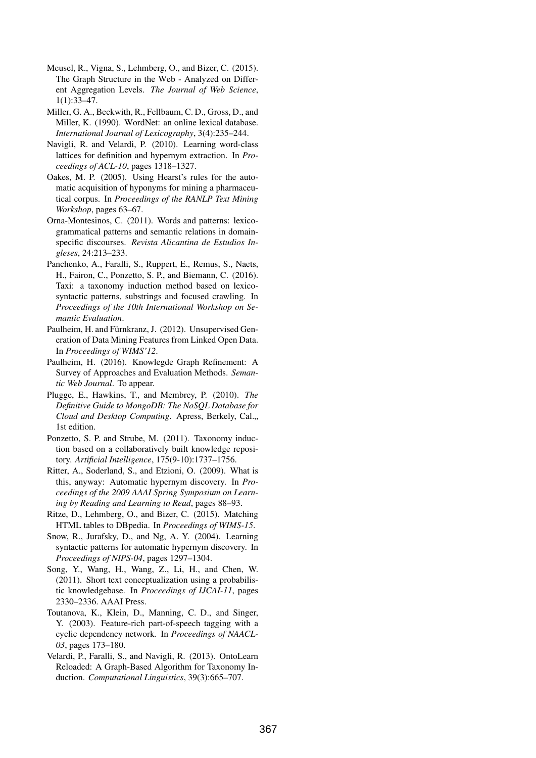Meusel, R., Vigna, S., Lehmberg, O., and Bizer, C. (2015). The Graph Structure in the Web - Analyzed on Different Aggregation Levels. *The Journal of Web Science*, 1(1):33–47.

Miller, G. A., Beckwith, R., Fellbaum, C. D., Gross, D., and Miller, K. (1990). WordNet: an online lexical database. *International Journal of Lexicography*, 3(4):235–244.

Navigli, R. and Velardi, P. (2010). Learning word-class lattices for definition and hypernym extraction. In *Proceedings of ACL-10*, pages 1318–1327.

Oakes, M. P. (2005). Using Hearst's rules for the automatic acquisition of hyponyms for mining a pharmaceutical corpus. In *Proceedings of the RANLP Text Mining Workshop*, pages 63–67.

Orna-Montesinos, C. (2011). Words and patterns: lexicogrammatical patterns and semantic relations in domain-specific discourses. *Revista Alicantina de Estudios Ingleses*, 24:213–233.

Panchenko, A., Faralli, S., Ruppert, E., Remus, S., Naets, H., Fairon, C., Ponzetto, S. P., and Biemann, C. (2016). Taxi: a taxonomy induction method based on lexico-syntactic patterns, substrings and focused crawling. In *Proceedings of the 10th International Workshop on Semantic Evaluation*.

Paulheim, H. and Fürnkranz, J. (2012). Unsupervised Generation of Data Mining Features from Linked Open Data. In *Proceedings of WIMS'12*.

Paulheim, H. (2016). Knowlegde Graph Refinement: A Survey of Approaches and Evaluation Methods. *Semantic Web Journal*. To appear.

Plugge, E., Hawkins, T., and Membrey, P. (2010). *The Definitive Guide to MongoDB: The NoSQL Database for Cloud and Desktop Computing*. Apress, Berkely, Cal.,, 1st edition.

Ponzetto, S. P. and Strube, M. (2011). Taxonomy induction based on a collaboratively built knowledge repository. *Artificial Intelligence*, 175(9-10):1737–1756.

Ritter, A., Soderland, S., and Etzioni, O. (2009). What is this, anyway: Automatic hypernym discovery. In *Proceedings of the 2009 AAAI Spring Symposium on Learning by Reading and Learning to Read*, pages 88–93.

Ritze, D., Lehmberg, O., and Bizer, C. (2015). Matching HTML tables to DBpedia. In *Proceedings of WIMS-15*.

Snow, R., Jurafsky, D., and Ng, A. Y. (2004). Learning syntactic patterns for automatic hypernym discovery. In *Proceedings of NIPS-04*, pages 1297–1304.

Song, Y., Wang, H., Wang, Z., Li, H., and Chen, W. (2011). Short text conceptualization using a probabilistic knowledgebase. In *Proceedings of IJCAI-11*, pages 2330–2336. AAAI Press.

Toutanova, K., Klein, D., Manning, C. D., and Singer, Y. (2003). Feature-rich part-of-speech tagging with a cyclic dependency network. In *Proceedings of NAACL-03*, pages 173–180.

Velardi, P., Faralli, S., and Navigli, R. (2013). OntoLearn Reloaded: A Graph-Based Algorithm for Taxonomy Induction. *Computational Linguistics*, 39(3):665–707.